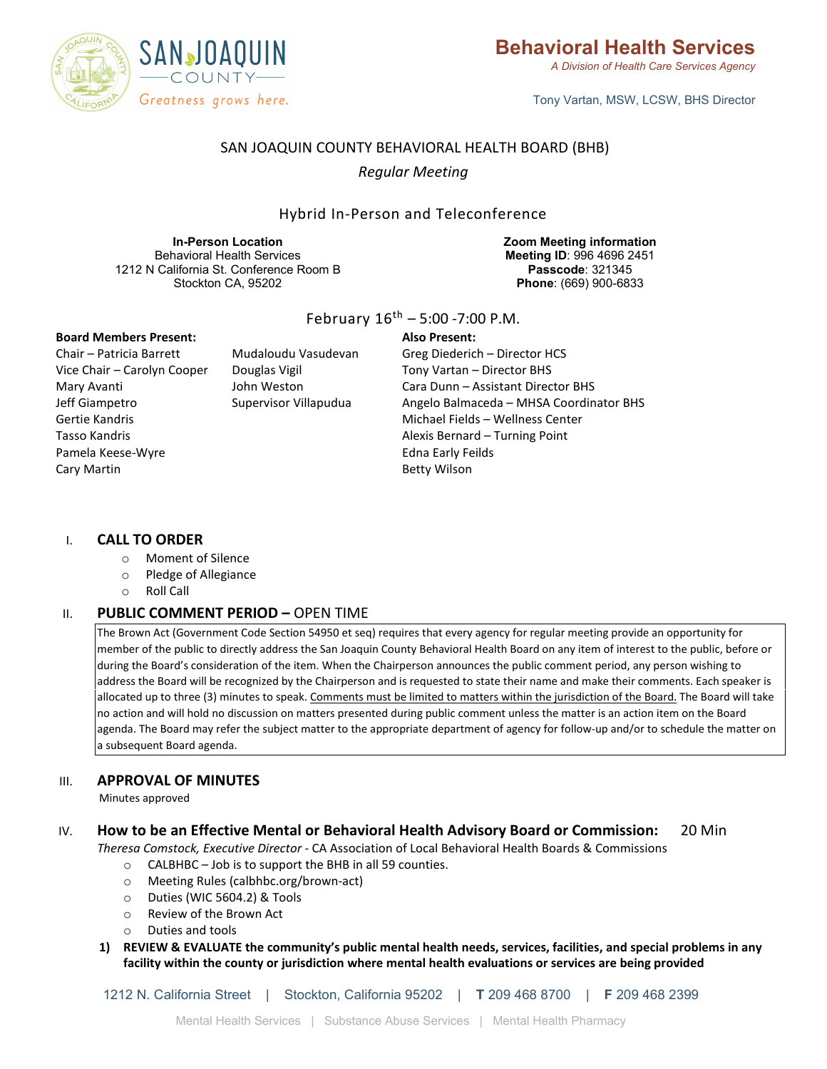**Behavioral Health Services**
*A Division of Health Care Services Agency*

Tony Vartan, MSW, LCSW, BHS Director

SAN JOAQUIN COUNTY BEHAVIORAL HEALTH BOARD (BHB)

*Regular Meeting*

Hybrid In-Person and Teleconference

**In-Person Location**
Behavioral Health Services
1212 N California St. Conference Room B
Stockton CA, 95202

**Zoom Meeting information**
**Meeting ID**: 996 4696 2451
**Passcode**: 321345
**Phone**: (669) 900-6833

February 16th – 5:00 -7:00 P.M.

**Board Members Present:**
Chair – Patricia Barrett
Vice Chair – Carolyn Cooper
Mary Avanti
Jeff Giampetro
Gertie Kandris
Tasso Kandris
Pamela Keese-Wyre
Cary Martin
Mudaloudu Vasudevan
Douglas Vigil
John Weston
Supervisor Villapudua

**Also Present:**
Greg Diederich – Director HCS
Tony Vartan – Director BHS
Cara Dunn – Assistant Director BHS
Angelo Balmaceda – MHSA Coordinator BHS
Michael Fields – Wellness Center
Alexis Bernard – Turning Point
Edna Early Feilds
Betty Wilson

## I. CALL TO ORDER

- Moment of Silence
- Pledge of Allegiance
- Roll Call

## II. PUBLIC COMMENT PERIOD – OPEN TIME

The Brown Act (Government Code Section 54950 et seq) requires that every agency for regular meeting provide an opportunity for member of the public to directly address the San Joaquin County Behavioral Health Board on any item of interest to the public, before or during the Board's consideration of the item. When the Chairperson announces the public comment period, any person wishing to address the Board will be recognized by the Chairperson and is requested to state their name and make their comments. Each speaker is allocated up to three (3) minutes to speak. Comments must be limited to matters within the jurisdiction of the Board. The Board will take no action and will hold no discussion on matters presented during public comment unless the matter is an action item on the Board agenda. The Board may refer the subject matter to the appropriate department of agency for follow-up and/or to schedule the matter on a subsequent Board agenda.

## III. APPROVAL OF MINUTES

Minutes approved

## IV. How to be an Effective Mental or Behavioral Health Advisory Board or Commission: 20 Min

*Theresa Comstock, Executive Director* - CA Association of Local Behavioral Health Boards & Commissions

- CALBHBC – Job is to support the BHB in all 59 counties.
- Meeting Rules (calbhbc.org/brown-act)
- Duties (WIC 5604.2) & Tools
- Review of the Brown Act
- Duties and tools

1) **REVIEW & EVALUATE the community's public mental health needs, services, facilities, and special problems in any facility within the county or jurisdiction where mental health evaluations or services are being provided**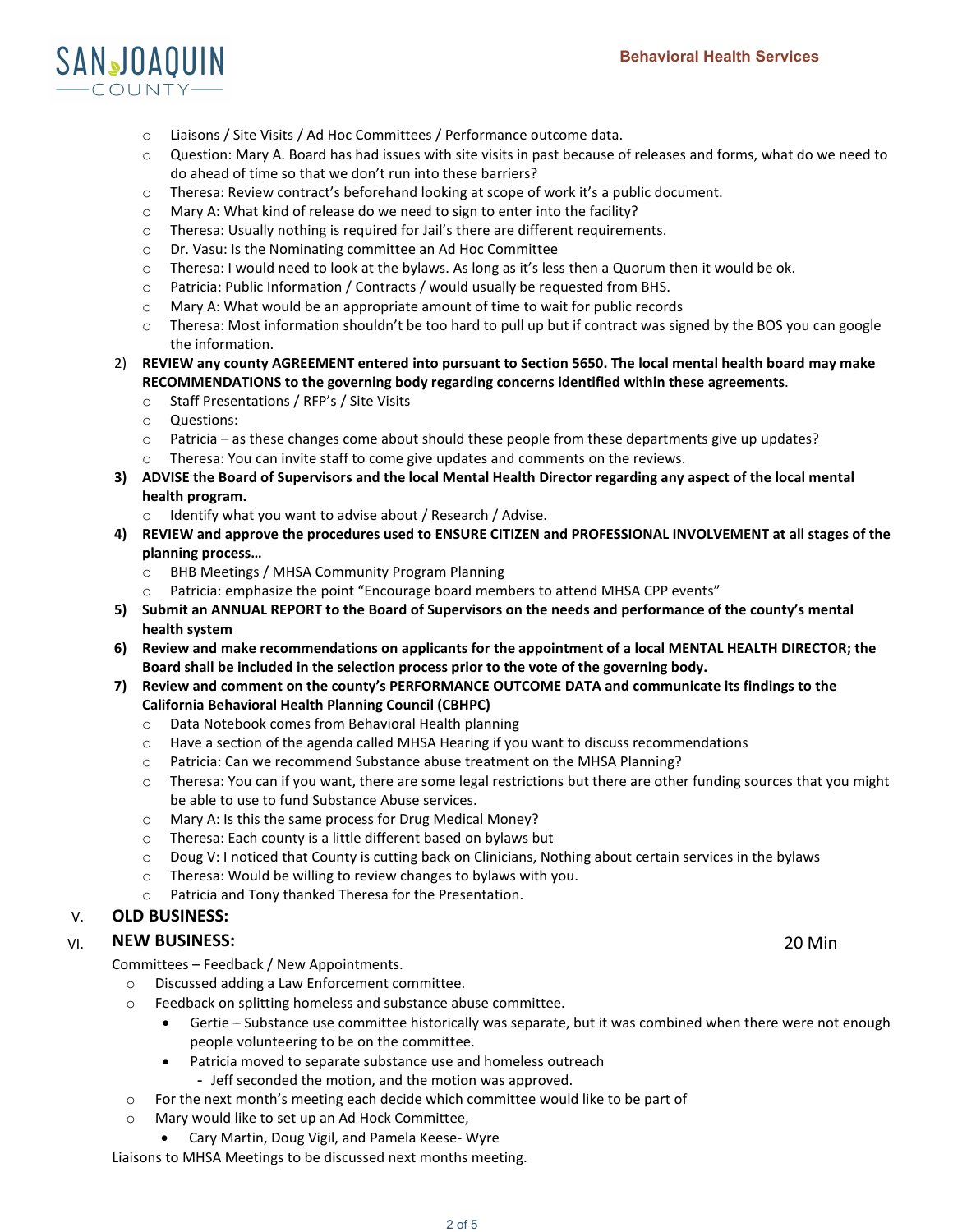- Liaisons / Site Visits / Ad Hoc Committees / Performance outcome data.
- Question: Mary A. Board has had issues with site visits in past because of releases and forms, what do we need to do ahead of time so that we don't run into these barriers?
- Theresa: Review contract's beforehand looking at scope of work it's a public document.
- Mary A: What kind of release do we need to sign to enter into the facility?
- Theresa: Usually nothing is required for Jail's there are different requirements.
- Dr. Vasu: Is the Nominating committee an Ad Hoc Committee
- Theresa: I would need to look at the bylaws. As long as it's less then a Quorum then it would be ok.
- Patricia: Public Information / Contracts / would usually be requested from BHS.
- Mary A: What would be an appropriate amount of time to wait for public records
- Theresa: Most information shouldn't be too hard to pull up but if contract was signed by the BOS you can google the information.

2) **REVIEW any county AGREEMENT entered into pursuant to Section 5650. The local mental health board may make RECOMMENDATIONS to the governing body regarding concerns identified within these agreements**.
   - Staff Presentations / RFP's / Site Visits
   - Questions:
   - Patricia – as these changes come about should these people from these departments give up updates?
   - Theresa: You can invite staff to come give updates and comments on the reviews.
3) **ADVISE the Board of Supervisors and the local Mental Health Director regarding any aspect of the local mental health program.**
   - Identify what you want to advise about / Research / Advise.
4) **REVIEW and approve the procedures used to ENSURE CITIZEN and PROFESSIONAL INVOLVEMENT at all stages of the planning process…**
   - BHB Meetings / MHSA Community Program Planning
   - Patricia: emphasize the point "Encourage board members to attend MHSA CPP events"
5) **Submit an ANNUAL REPORT to the Board of Supervisors on the needs and performance of the county's mental health system**
6) **Review and make recommendations on applicants for the appointment of a local MENTAL HEALTH DIRECTOR; the Board shall be included in the selection process prior to the vote of the governing body.**
7) **Review and comment on the county's PERFORMANCE OUTCOME DATA and communicate its findings to the California Behavioral Health Planning Council (CBHPC)**
   - Data Notebook comes from Behavioral Health planning
   - Have a section of the agenda called MHSA Hearing if you want to discuss recommendations
   - Patricia: Can we recommend Substance abuse treatment on the MHSA Planning?
   - Theresa: You can if you want, there are some legal restrictions but there are other funding sources that you might be able to use to fund Substance Abuse services.
   - Mary A: Is this the same process for Drug Medical Money?
   - Theresa: Each county is a little different based on bylaws but
   - Doug V: I noticed that County is cutting back on Clinicians, Nothing about certain services in the bylaws
   - Theresa: Would be willing to review changes to bylaws with you.
   - Patricia and Tony thanked Theresa for the Presentation.

## V. OLD BUSINESS:

## VI. NEW BUSINESS: 20 Min

Committees – Feedback / New Appointments.

- Discussed adding a Law Enforcement committee.
- Feedback on splitting homeless and substance abuse committee.
  - Gertie – Substance use committee historically was separate, but it was combined when there were not enough people volunteering to be on the committee.
  - Patricia moved to separate substance use and homeless outreach
    - Jeff seconded the motion, and the motion was approved.
- For the next month's meeting each decide which committee would like to be part of
- Mary would like to set up an Ad Hock Committee,
  - Cary Martin, Doug Vigil, and Pamela Keese- Wyre

Liaisons to MHSA Meetings to be discussed next months meeting.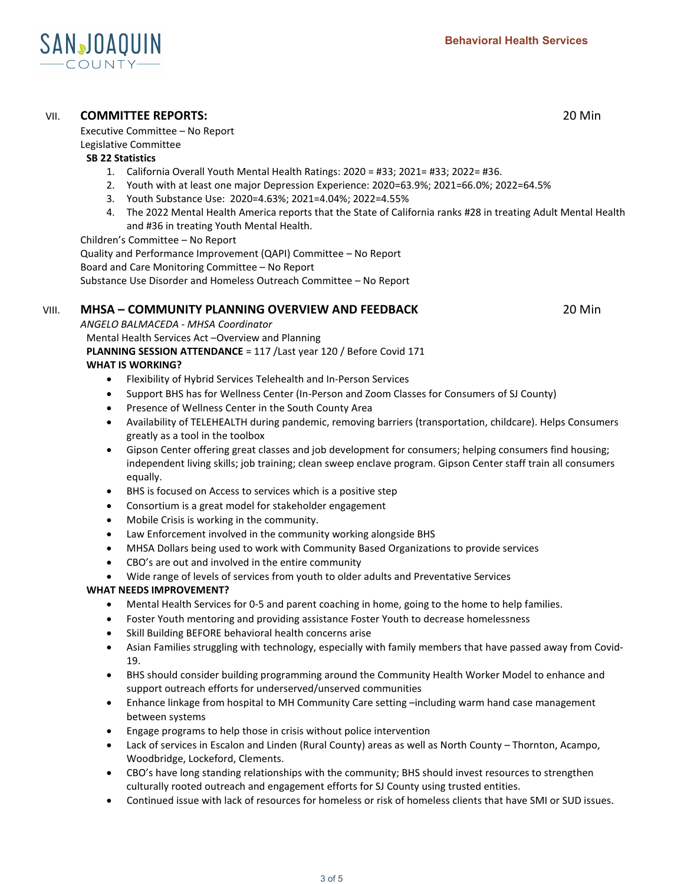## VII. COMMITTEE REPORTS: 20 Min

Executive Committee – No Report

Legislative Committee

**SB 22 Statistics**

1. California Overall Youth Mental Health Ratings: 2020 = #33; 2021= #33; 2022= #36.
2. Youth with at least one major Depression Experience: 2020=63.9%; 2021=66.0%; 2022=64.5%
3. Youth Substance Use: 2020=4.63%; 2021=4.04%; 2022=4.55%
4. The 2022 Mental Health America reports that the State of California ranks #28 in treating Adult Mental Health and #36 in treating Youth Mental Health.

Children's Committee – No Report

Quality and Performance Improvement (QAPI) Committee – No Report

Board and Care Monitoring Committee – No Report

Substance Use Disorder and Homeless Outreach Committee – No Report

## VIII. MHSA – COMMUNITY PLANNING OVERVIEW AND FEEDBACK 20 Min

*ANGELO BALMACEDA - MHSA Coordinator*

Mental Health Services Act –Overview and Planning

**PLANNING SESSION ATTENDANCE** = 117 /Last year 120 / Before Covid 171

**WHAT IS WORKING?**

- Flexibility of Hybrid Services Telehealth and In-Person Services
- Support BHS has for Wellness Center (In-Person and Zoom Classes for Consumers of SJ County)
- Presence of Wellness Center in the South County Area
- Availability of TELEHEALTH during pandemic, removing barriers (transportation, childcare). Helps Consumers greatly as a tool in the toolbox
- Gipson Center offering great classes and job development for consumers; helping consumers find housing; independent living skills; job training; clean sweep enclave program. Gipson Center staff train all consumers equally.
- BHS is focused on Access to services which is a positive step
- Consortium is a great model for stakeholder engagement
- Mobile Crisis is working in the community.
- Law Enforcement involved in the community working alongside BHS
- MHSA Dollars being used to work with Community Based Organizations to provide services
- CBO's are out and involved in the entire community
- Wide range of levels of services from youth to older adults and Preventative Services

**WHAT NEEDS IMPROVEMENT?**

- Mental Health Services for 0-5 and parent coaching in home, going to the home to help families.
- Foster Youth mentoring and providing assistance Foster Youth to decrease homelessness
- Skill Building BEFORE behavioral health concerns arise
- Asian Families struggling with technology, especially with family members that have passed away from Covid-19.
- BHS should consider building programming around the Community Health Worker Model to enhance and support outreach efforts for underserved/unserved communities
- Enhance linkage from hospital to MH Community Care setting –including warm hand case management between systems
- Engage programs to help those in crisis without police intervention
- Lack of services in Escalon and Linden (Rural County) areas as well as North County – Thornton, Acampo, Woodbridge, Lockeford, Clements.
- CBO's have long standing relationships with the community; BHS should invest resources to strengthen culturally rooted outreach and engagement efforts for SJ County using trusted entities.
- Continued issue with lack of resources for homeless or risk of homeless clients that have SMI or SUD issues.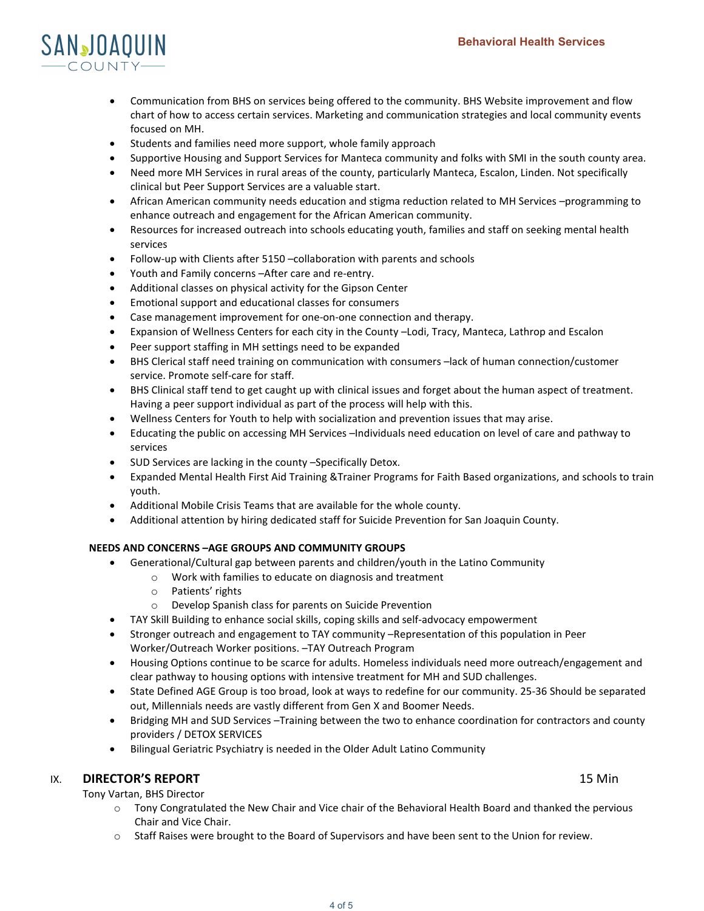- Communication from BHS on services being offered to the community. BHS Website improvement and flow chart of how to access certain services. Marketing and communication strategies and local community events focused on MH.
- Students and families need more support, whole family approach
- Supportive Housing and Support Services for Manteca community and folks with SMI in the south county area.
- Need more MH Services in rural areas of the county, particularly Manteca, Escalon, Linden. Not specifically clinical but Peer Support Services are a valuable start.
- African American community needs education and stigma reduction related to MH Services –programming to enhance outreach and engagement for the African American community.
- Resources for increased outreach into schools educating youth, families and staff on seeking mental health services
- Follow-up with Clients after 5150 –collaboration with parents and schools
- Youth and Family concerns –After care and re-entry.
- Additional classes on physical activity for the Gipson Center
- Emotional support and educational classes for consumers
- Case management improvement for one-on-one connection and therapy.
- Expansion of Wellness Centers for each city in the County –Lodi, Tracy, Manteca, Lathrop and Escalon
- Peer support staffing in MH settings need to be expanded
- BHS Clerical staff need training on communication with consumers –lack of human connection/customer service. Promote self-care for staff.
- BHS Clinical staff tend to get caught up with clinical issues and forget about the human aspect of treatment. Having a peer support individual as part of the process will help with this.
- Wellness Centers for Youth to help with socialization and prevention issues that may arise.
- Educating the public on accessing MH Services –Individuals need education on level of care and pathway to services
- SUD Services are lacking in the county –Specifically Detox.
- Expanded Mental Health First Aid Training &Trainer Programs for Faith Based organizations, and schools to train youth.
- Additional Mobile Crisis Teams that are available for the whole county.
- Additional attention by hiring dedicated staff for Suicide Prevention for San Joaquin County.

**NEEDS AND CONCERNS –AGE GROUPS AND COMMUNITY GROUPS**

- Generational/Cultural gap between parents and children/youth in the Latino Community
  - Work with families to educate on diagnosis and treatment
  - Patients' rights
  - Develop Spanish class for parents on Suicide Prevention
- TAY Skill Building to enhance social skills, coping skills and self-advocacy empowerment
- Stronger outreach and engagement to TAY community –Representation of this population in Peer Worker/Outreach Worker positions. –TAY Outreach Program
- Housing Options continue to be scarce for adults. Homeless individuals need more outreach/engagement and clear pathway to housing options with intensive treatment for MH and SUD challenges.
- State Defined AGE Group is too broad, look at ways to redefine for our community. 25-36 Should be separated out, Millennials needs are vastly different from Gen X and Boomer Needs.
- Bridging MH and SUD Services –Training between the two to enhance coordination for contractors and county providers / DETOX SERVICES
- Bilingual Geriatric Psychiatry is needed in the Older Adult Latino Community

## IX. DIRECTOR'S REPORT — 15 Min

Tony Vartan, BHS Director

- Tony Congratulated the New Chair and Vice chair of the Behavioral Health Board and thanked the pervious Chair and Vice Chair.
- Staff Raises were brought to the Board of Supervisors and have been sent to the Union for review.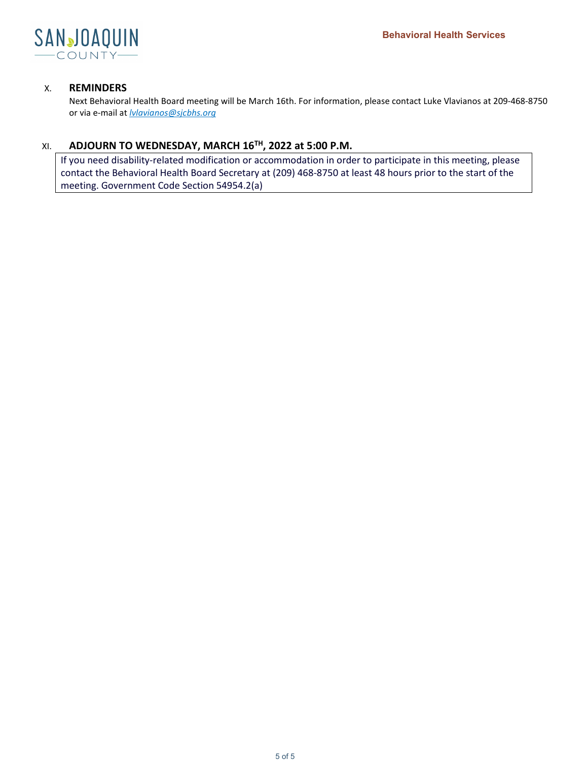X. **REMINDERS**

Next Behavioral Health Board meeting will be March 16th. For information, please contact Luke Vlavianos at 209-468-8750 or via e-mail at *lvlavianos@sjcbhs.org*

XI. **ADJOURN TO WEDNESDAY, MARCH 16TH, 2022 at 5:00 P.M.**

If you need disability-related modification or accommodation in order to participate in this meeting, please contact the Behavioral Health Board Secretary at (209) 468-8750 at least 48 hours prior to the start of the meeting. Government Code Section 54954.2(a)